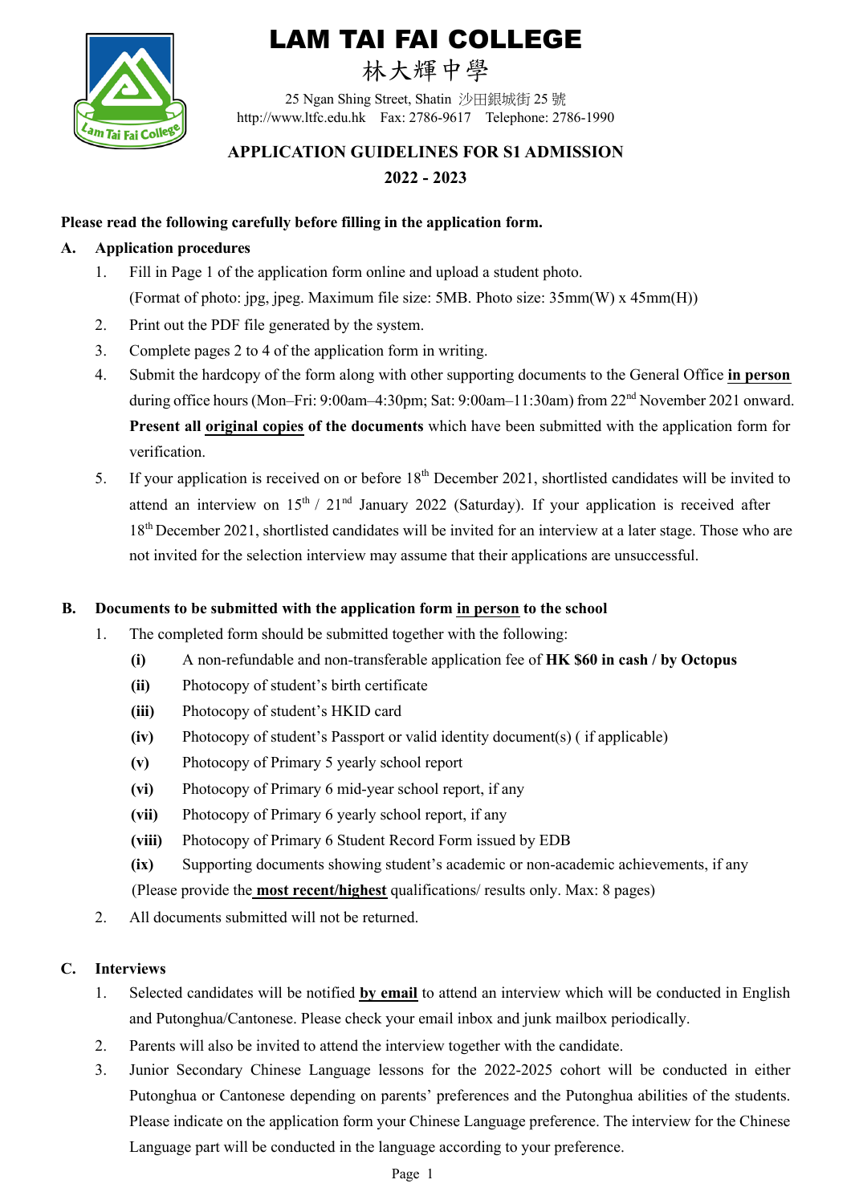# LAM TAI FAI COLLEGE

## 林大輝中學

25 Ngan Shing Street, Shatin 沙田銀城街 25 號

http://www.ltfc.edu.hk Fax: 2786-9617 Telephone: 2786-1990

## APPLICATION GUIDELINES FOR S1 ADMISSION

## 2022 - 2023

**Please read the following carefully before filling in the application form.**

**A. Application procedures**

1. Fill in Page 1 of the application form online and upload a student photo. (Format of photo: jpg, jpeg. Maximum file size: 5MB. Photo size: 35mm(W) x 45mm(H))
2. Print out the PDF file generated by the system.
3. Complete pages 2 to 4 of the application form in writing.
4. Submit the hardcopy of the form along with other supporting documents to the General Office **in person** during office hours (Mon–Fri: 9:00am–4:30pm; Sat: 9:00am–11:30am) from 22nd November 2021 onward. **Present all original copies of the documents** which have been submitted with the application form for verification.
5. If your application is received on or before 18th December 2021, shortlisted candidates will be invited to attend an interview on 15th / 21nd January 2022 (Saturday). If your application is received after 18th December 2021, shortlisted candidates will be invited for an interview at a later stage. Those who are not invited for the selection interview may assume that their applications are unsuccessful.

**B. Documents to be submitted with the application form in person to the school**

1. The completed form should be submitted together with the following:
   - **(i)** A non-refundable and non-transferable application fee of **HK $60 in cash / by Octopus**
   - **(ii)** Photocopy of student's birth certificate
   - **(iii)** Photocopy of student's HKID card
   - **(iv)** Photocopy of student's Passport or valid identity document(s) ( if applicable)
   - **(v)** Photocopy of Primary 5 yearly school report
   - **(vi)** Photocopy of Primary 6 mid-year school report, if any
   - **(vii)** Photocopy of Primary 6 yearly school report, if any
   - **(viii)** Photocopy of Primary 6 Student Record Form issued by EDB
   - **(ix)** Supporting documents showing student's academic or non-academic achievements, if any

   (Please provide the **most recent/highest** qualifications/ results only. Max: 8 pages)
2. All documents submitted will not be returned.

**C. Interviews**

1. Selected candidates will be notified **by email** to attend an interview which will be conducted in English and Putonghua/Cantonese. Please check your email inbox and junk mailbox periodically.
2. Parents will also be invited to attend the interview together with the candidate.
3. Junior Secondary Chinese Language lessons for the 2022-2025 cohort will be conducted in either Putonghua or Cantonese depending on parents' preferences and the Putonghua abilities of the students. Please indicate on the application form your Chinese Language preference. The interview for the Chinese Language part will be conducted in the language according to your preference.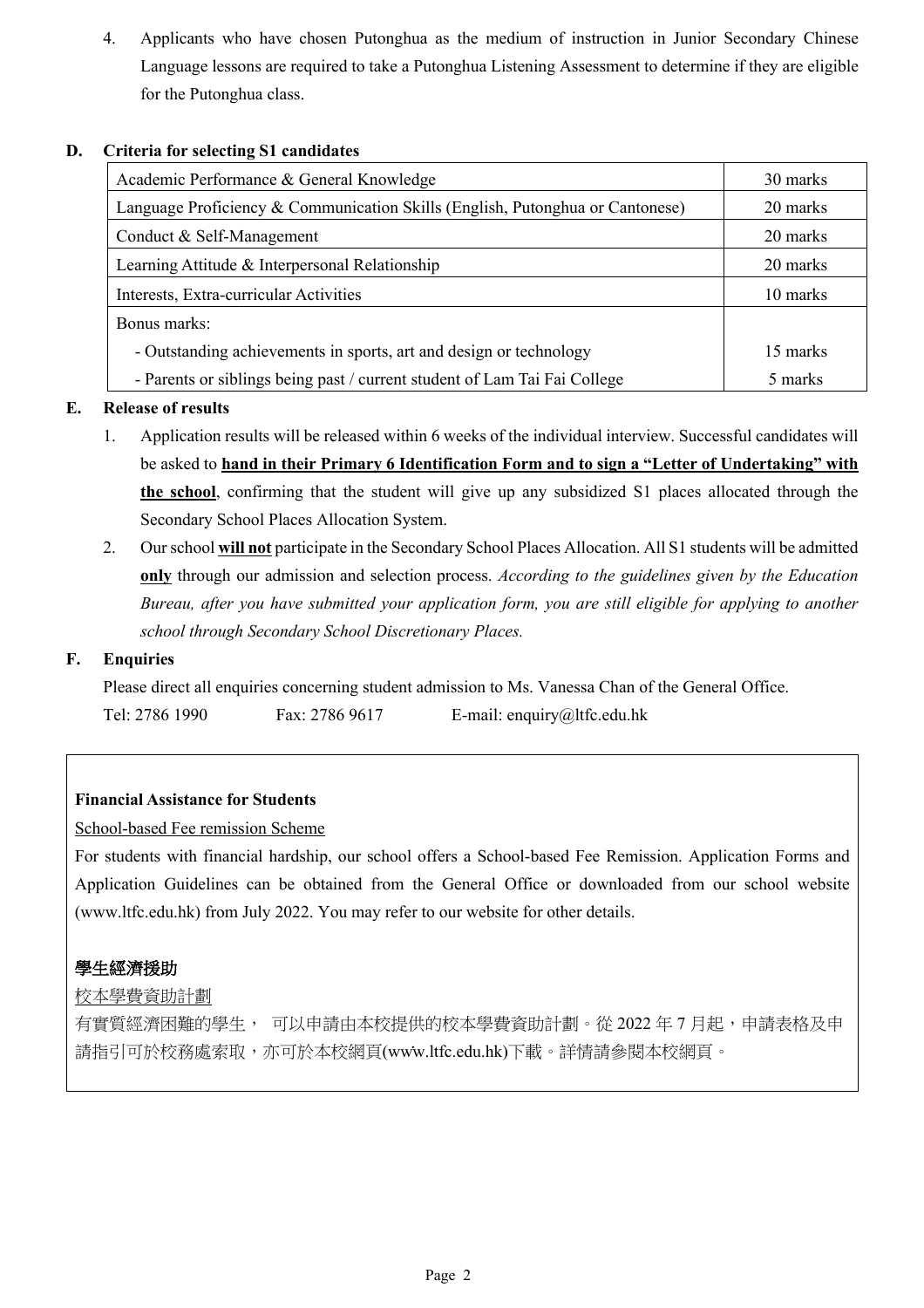4. Applicants who have chosen Putonghua as the medium of instruction in Junior Secondary Chinese Language lessons are required to take a Putonghua Listening Assessment to determine if they are eligible for the Putonghua class.

**D. Criteria for selecting S1 candidates**

| | |
|---|---|
| Academic Performance & General Knowledge | 30 marks |
| Language Proficiency & Communication Skills (English, Putonghua or Cantonese) | 20 marks |
| Conduct & Self-Management | 20 marks |
| Learning Attitude & Interpersonal Relationship | 20 marks |
| Interests, Extra-curricular Activities | 10 marks |
| Bonus marks: | |
| - Outstanding achievements in sports, art and design or technology | 15 marks |
| - Parents or siblings being past / current student of Lam Tai Fai College | 5 marks |

**E. Release of results**

1. Application results will be released within 6 weeks of the individual interview. Successful candidates will be asked to **hand in their Primary 6 Identification Form and to sign a "Letter of Undertaking" with the school**, confirming that the student will give up any subsidized S1 places allocated through the Secondary School Places Allocation System.
2. Our school **will not** participate in the Secondary School Places Allocation. All S1 students will be admitted **only** through our admission and selection process. *According to the guidelines given by the Education Bureau, after you have submitted your application form, you are still eligible for applying to another school through Secondary School Discretionary Places.*

**F. Enquiries**

Please direct all enquiries concerning student admission to Ms. Vanessa Chan of the General Office.

Tel: 2786 1990　　Fax: 2786 9617　　E-mail: enquiry@ltfc.edu.hk

**Financial Assistance for Students**

School-based Fee remission Scheme

For students with financial hardship, our school offers a School-based Fee Remission. Application Forms and Application Guidelines can be obtained from the General Office or downloaded from our school website (www.ltfc.edu.hk) from July 2022. You may refer to our website for other details.

**學生經濟援助**

校本學費資助計劃

有實質經濟困難的學生， 可以申請由本校提供的校本學費資助計劃。從 2022 年 7 月起，申請表格及申請指引可於校務處索取，亦可於本校網頁(www.ltfc.edu.hk)下載。詳情請參閱本校網頁。